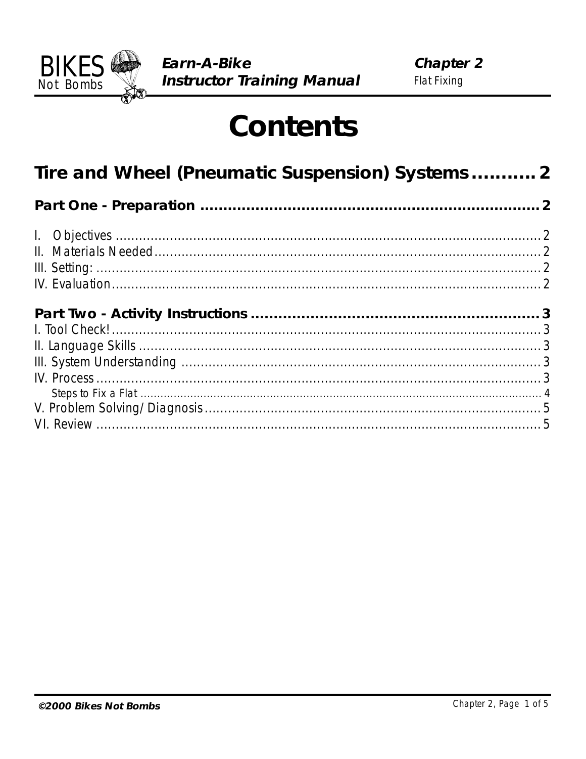# Contents

## Tire and Wheel (Pneumatic Suspension) Systems ........... 2

### Part One - Preparation ........................................................................ 2

I. Objectives ........................................................................................................ 2
II. Materials Needed .............................................................................................. 2
III. Setting: .......................................................................................................... 2
IV. Evaluation ....................................................................................................... 2

### Part Two - Activity Instructions ........................................................... 3

I. Tool Check! ........................................................................................................ 3
II. Language Skills ................................................................................................. 3
III. System Understanding ...................................................................................... 3
IV. Process ............................................................................................................ 3
    Steps to Fix a Flat ............................................................................................. 4
V. Problem Solving/Diagnosis .................................................................................. 5
VI. Review ............................................................................................................. 5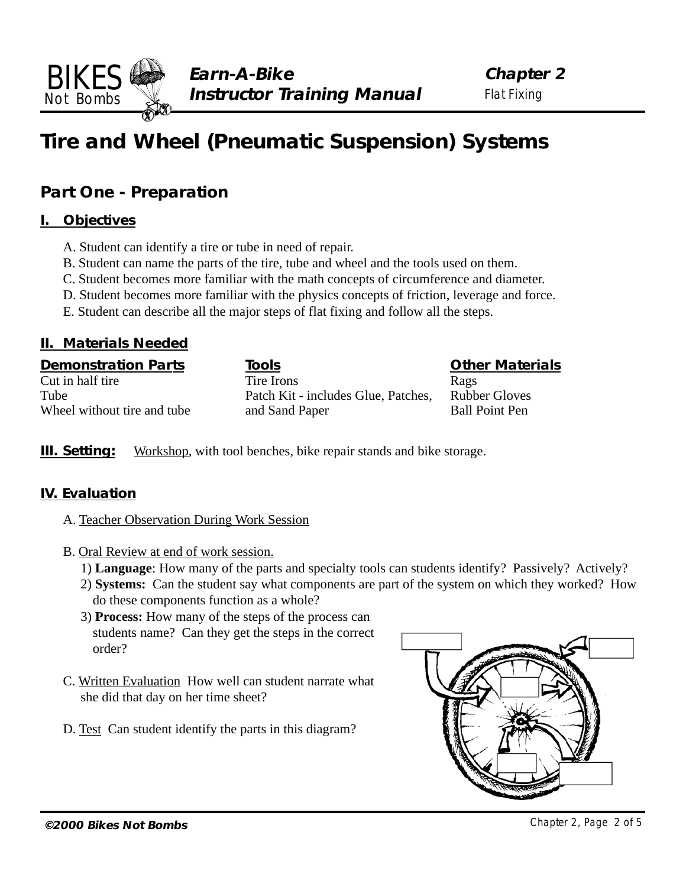# Tire and Wheel (Pneumatic Suspension) Systems

## Part One - Preparation

### I. Objectives

A. Student can identify a tire or tube in need of repair.
B. Student can name the parts of the tire, tube and wheel and the tools used on them.
C. Student becomes more familiar with the math concepts of circumference and diameter.
D. Student becomes more familiar with the physics concepts of friction, leverage and force.
E. Student can describe all the major steps of flat fixing and follow all the steps.

### II. Materials Needed

| Demonstration Parts | Tools | Other Materials |
|---|---|---|
| Cut in half tire | Tire Irons | Rags |
| Tube | Patch Kit - includes Glue, Patches, and Sand Paper | Rubber Gloves |
| Wheel without tire and tube | | Ball Point Pen |

**III. Setting:** Workshop, with tool benches, bike repair stands and bike storage.

### IV. Evaluation

A. Teacher Observation During Work Session

B. Oral Review at end of work session.
1) **Language**: How many of the parts and specialty tools can students identify? Passively? Actively?
2) **Systems:** Can the student say what components are part of the system on which they worked? How do these components function as a whole?
3) **Process:** How many of the steps of the process can students name? Can they get the steps in the correct order?

C. Written Evaluation How well can student narrate what she did that day on her time sheet?

D. Test Can student identify the parts in this diagram?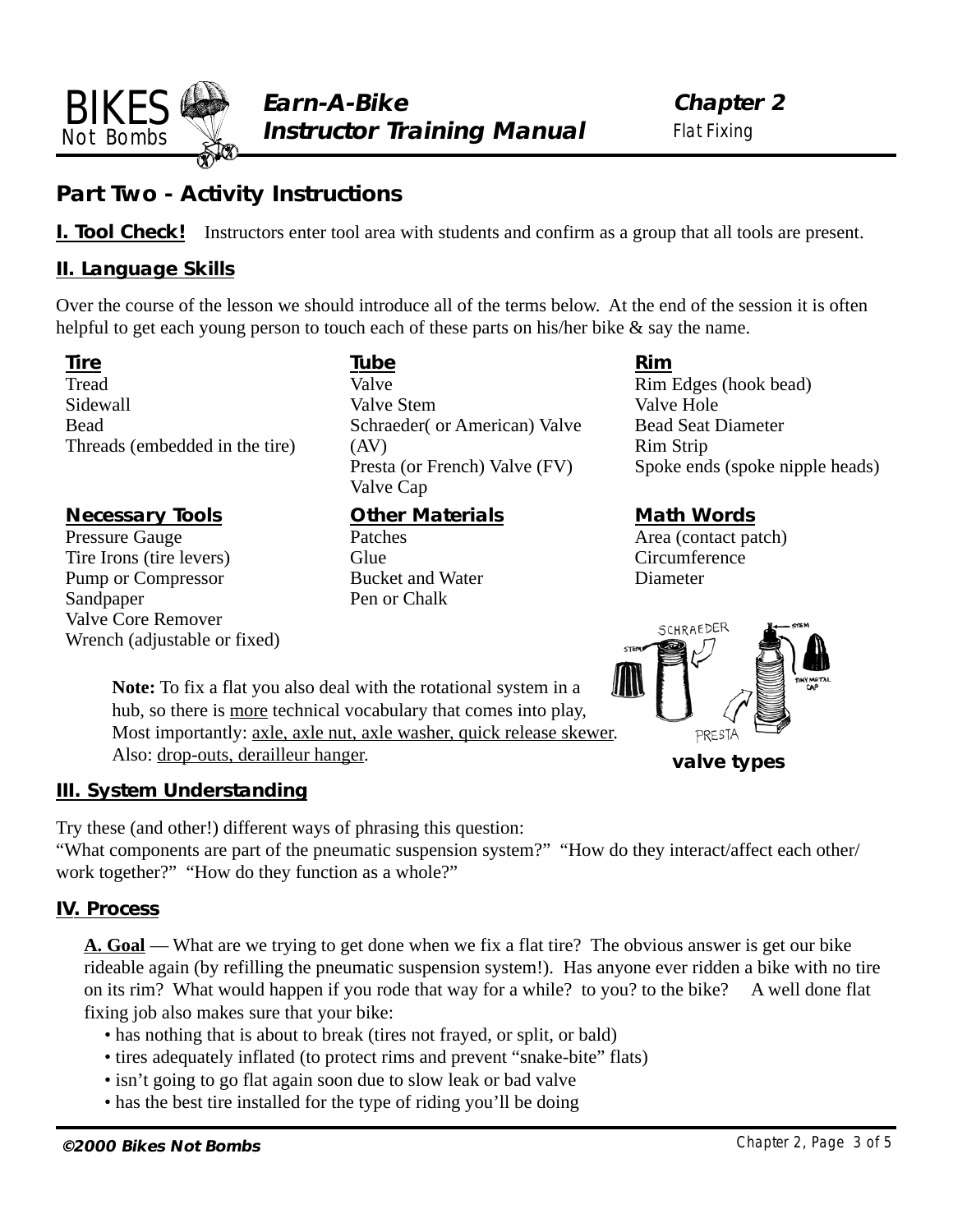## Part Two - Activity Instructions

**I. Tool Check!** Instructors enter tool area with students and confirm as a group that all tools are present.

### II. Language Skills

Over the course of the lesson we should introduce all of the terms below. At the end of the session it is often helpful to get each young person to touch each of these parts on his/her bike & say the name.

**Tire**
- Tread
- Sidewall
- Bead
- Threads (embedded in the tire)

**Tube**
- Valve
- Valve Stem
- Schraeder( or American) Valve (AV)
- Presta (or French) Valve (FV)
- Valve Cap

**Rim**
- Rim Edges (hook bead)
- Valve Hole
- Bead Seat Diameter
- Rim Strip
- Spoke ends (spoke nipple heads)

**Necessary Tools**
- Pressure Gauge
- Tire Irons (tire levers)
- Pump or Compressor
- Sandpaper
- Valve Core Remover
- Wrench (adjustable or fixed)

**Other Materials**
- Patches
- Glue
- Bucket and Water
- Pen or Chalk

**Math Words**
- Area (contact patch)
- Circumference
- Diameter

**Note:** To fix a flat you also deal with the rotational system in a hub, so there is more technical vocabulary that comes into play, Most importantly: axle, axle nut, axle washer, quick release skewer. Also: drop-outs, derailleur hanger.

valve types

### III. System Understanding

Try these (and other!) different ways of phrasing this question:
"What components are part of the pneumatic suspension system?" "How do they interact/affect each other/ work together?" "How do they function as a whole?"

### IV. Process

**A. Goal** — What are we trying to get done when we fix a flat tire? The obvious answer is get our bike rideable again (by refilling the pneumatic suspension system!). Has anyone ever ridden a bike with no tire on its rim? What would happen if you rode that way for a while? to you? to the bike? A well done flat fixing job also makes sure that your bike:

- has nothing that is about to break (tires not frayed, or split, or bald)
- tires adequately inflated (to protect rims and prevent "snake-bite" flats)
- isn't going to go flat again soon due to slow leak or bad valve
- has the best tire installed for the type of riding you'll be doing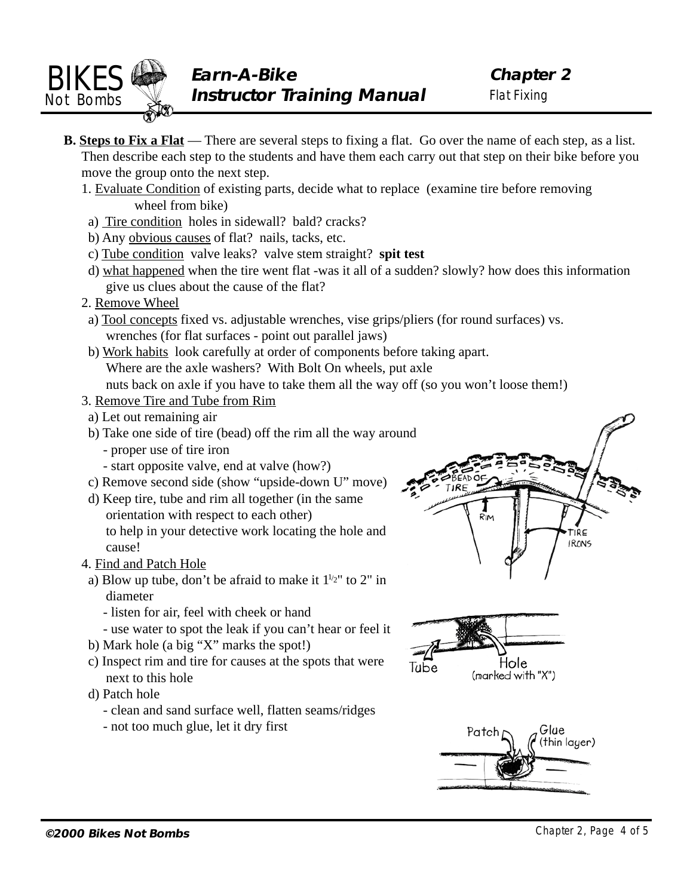**B. <u>Steps to Fix a Flat</u>** — There are several steps to fixing a flat. Go over the name of each step, as a list. Then describe each step to the students and have them each carry out that step on their bike before you move the group onto the next step.

1. <u>Evaluate Condition</u> of existing parts, decide what to replace (examine tire before removing wheel from bike)
   a) <u>Tire condition</u> holes in sidewall? bald? cracks?
   b) Any <u>obvious causes</u> of flat? nails, tacks, etc.
   c) <u>Tube condition</u> valve leaks? valve stem straight? **spit test**
   d) <u>what happened</u> when the tire went flat -was it all of a sudden? slowly? how does this information give us clues about the cause of the flat?
2. <u>Remove Wheel</u>
   a) <u>Tool concepts</u> fixed vs. adjustable wrenches, vise grips/pliers (for round surfaces) vs. wrenches (for flat surfaces - point out parallel jaws)
   b) <u>Work habits</u> look carefully at order of components before taking apart. Where are the axle washers? With Bolt On wheels, put axle nuts back on axle if you have to take them all the way off (so you won't loose them!)
3. <u>Remove Tire and Tube from Rim</u>
   a) Let out remaining air
   b) Take one side of tire (bead) off the rim all the way around
      - proper use of tire iron
      - start opposite valve, end at valve (how?)
   c) Remove second side (show "upside-down U" move)
   d) Keep tire, tube and rim all together (in the same orientation with respect to each other) to help in your detective work locating the hole and cause!
4. <u>Find and Patch Hole</u>
   a) Blow up tube, don't be afraid to make it 1$^{1/2}$" to 2" in diameter
      - listen for air, feel with cheek or hand
      - use water to spot the leak if you can't hear or feel it
   b) Mark hole (a big "X" marks the spot!)
   c) Inspect rim and tire for causes at the spots that were next to this hole
   d) Patch hole
      - clean and sand surface well, flatten seams/ridges
      - not too much glue, let it dry first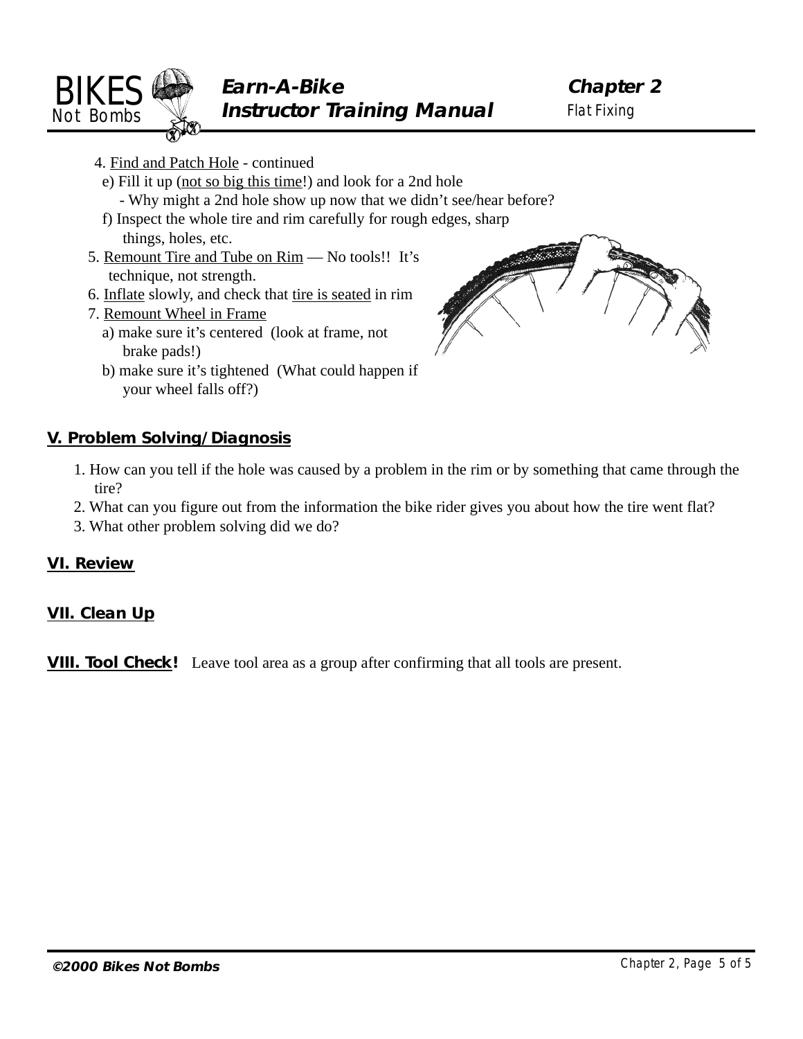4. Find and Patch Hole - continued

   e) Fill it up (not so big this time!) and look for a 2nd hole

      - Why might a 2nd hole show up now that we didn't see/hear before?

   f) Inspect the whole tire and rim carefully for rough edges, sharp things, holes, etc.

5. Remount Tire and Tube on Rim — No tools!! It's technique, not strength.

6. Inflate slowly, and check that tire is seated in rim

7. Remount Wheel in Frame

   a) make sure it's centered (look at frame, not brake pads!)

   b) make sure it's tightened (What could happen if your wheel falls off?)

## V. Problem Solving/Diagnosis

1. How can you tell if the hole was caused by a problem in the rim or by something that came through the tire?
2. What can you figure out from the information the bike rider gives you about how the tire went flat?
3. What other problem solving did we do?

## VI. Review

## VII. Clean Up

**VIII. Tool Check!** Leave tool area as a group after confirming that all tools are present.